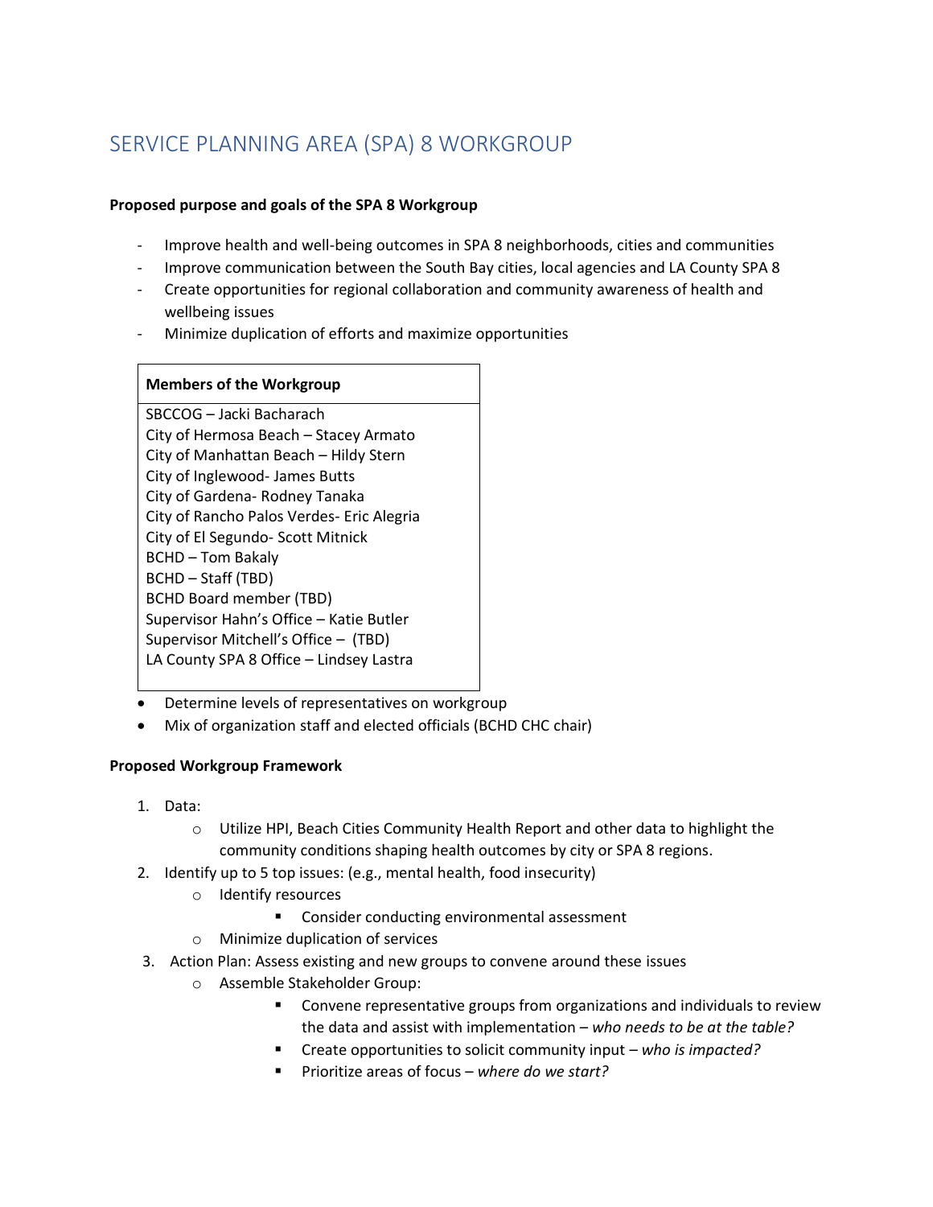# SERVICE PLANNING AREA (SPA) 8 WORKGROUP

**Proposed purpose and goals of the SPA 8 Workgroup**

- Improve health and well-being outcomes in SPA 8 neighborhoods, cities and communities
- Improve communication between the South Bay cities, local agencies and LA County SPA 8
- Create opportunities for regional collaboration and community awareness of health and wellbeing issues
- Minimize duplication of efforts and maximize opportunities

| Members of the Workgroup |
|---|
| SBCCOG – Jacki Bacharach<br>City of Hermosa Beach – Stacey Armato<br>City of Manhattan Beach – Hildy Stern<br>City of Inglewood- James Butts<br>City of Gardena- Rodney Tanaka<br>City of Rancho Palos Verdes- Eric Alegria<br>City of El Segundo- Scott Mitnick<br>BCHD – Tom Bakaly<br>BCHD – Staff (TBD)<br>BCHD Board member (TBD)<br>Supervisor Hahn's Office – Katie Butler<br>Supervisor Mitchell's Office – (TBD)<br>LA County SPA 8 Office – Lindsey Lastra |

- Determine levels of representatives on workgroup
- Mix of organization staff and elected officials (BCHD CHC chair)

**Proposed Workgroup Framework**

1. Data:
   - Utilize HPI, Beach Cities Community Health Report and other data to highlight the community conditions shaping health outcomes by city or SPA 8 regions.
2. Identify up to 5 top issues: (e.g., mental health, food insecurity)
   - Identify resources
     - Consider conducting environmental assessment
   - Minimize duplication of services
3. Action Plan: Assess existing and new groups to convene around these issues
   - Assemble Stakeholder Group:
     - Convene representative groups from organizations and individuals to review the data and assist with implementation – *who needs to be at the table?*
     - Create opportunities to solicit community input – *who is impacted?*
     - Prioritize areas of focus – *where do we start?*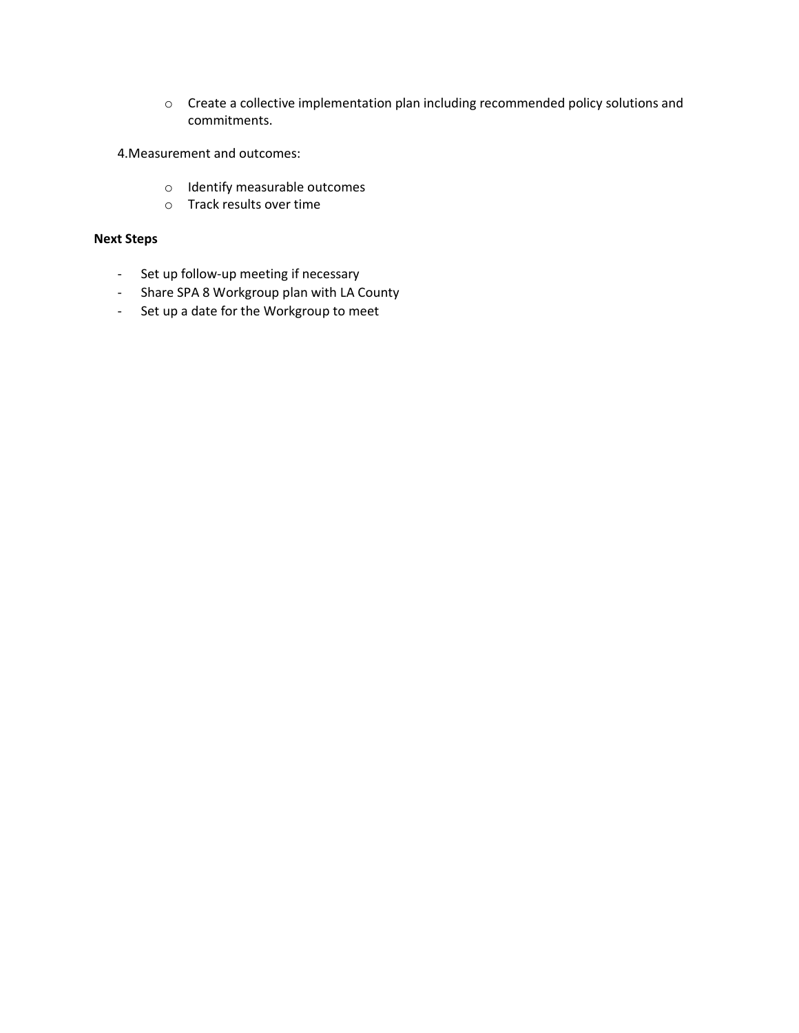- Create a collective implementation plan including recommended policy solutions and commitments.

4.Measurement and outcomes:

- Identify measurable outcomes
- Track results over time

**Next Steps**

- Set up follow-up meeting if necessary
- Share SPA 8 Workgroup plan with LA County
- Set up a date for the Workgroup to meet